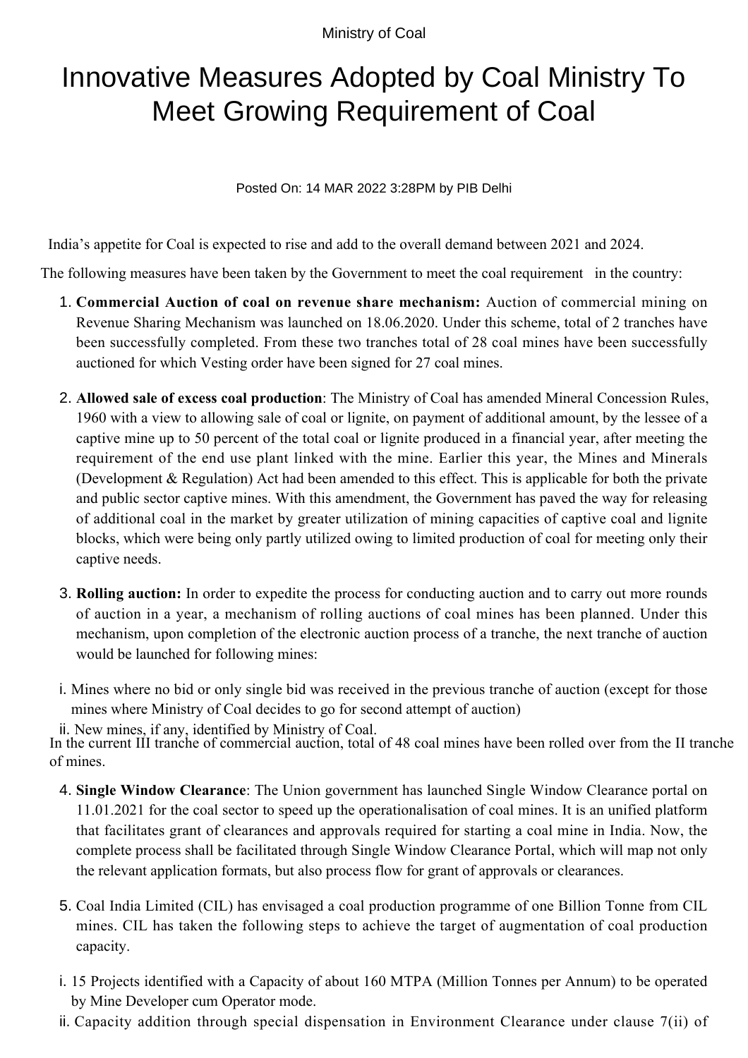Ministry of Coal

# Innovative Measures Adopted by Coal Ministry To Meet Growing Requirement of Coal

Posted On: 14 MAR 2022 3:28PM by PIB Delhi

India's appetite for Coal is expected to rise and add to the overall demand between 2021 and 2024.

The following measures have been taken by the Government to meet the coal requirement in the country:

1. **Commercial Auction of coal on revenue share mechanism:** Auction of commercial mining on Revenue Sharing Mechanism was launched on 18.06.2020. Under this scheme, total of 2 tranches have been successfully completed. From these two tranches total of 28 coal mines have been successfully auctioned for which Vesting order have been signed for 27 coal mines.

2. **Allowed sale of excess coal production**: The Ministry of Coal has amended Mineral Concession Rules, 1960 with a view to allowing sale of coal or lignite, on payment of additional amount, by the lessee of a captive mine up to 50 percent of the total coal or lignite produced in a financial year, after meeting the requirement of the end use plant linked with the mine. Earlier this year, the Mines and Minerals (Development & Regulation) Act had been amended to this effect. This is applicable for both the private and public sector captive mines. With this amendment, the Government has paved the way for releasing of additional coal in the market by greater utilization of mining capacities of captive coal and lignite blocks, which were being only partly utilized owing to limited production of coal for meeting only their captive needs.

3. **Rolling auction:** In order to expedite the process for conducting auction and to carry out more rounds of auction in a year, a mechanism of rolling auctions of coal mines has been planned. Under this mechanism, upon completion of the electronic auction process of a tranche, the next tranche of auction would be launched for following mines:

   i. Mines where no bid or only single bid was received in the previous tranche of auction (except for those mines where Ministry of Coal decides to go for second attempt of auction)

   ii. New mines, if any, identified by Ministry of Coal.

In the current III tranche of commercial auction, total of 48 coal mines have been rolled over from the II tranche of mines.

4. **Single Window Clearance**: The Union government has launched Single Window Clearance portal on 11.01.2021 for the coal sector to speed up the operationalisation of coal mines. It is an unified platform that facilitates grant of clearances and approvals required for starting a coal mine in India. Now, the complete process shall be facilitated through Single Window Clearance Portal, which will map not only the relevant application formats, but also process flow for grant of approvals or clearances.

5. Coal India Limited (CIL) has envisaged a coal production programme of one Billion Tonne from CIL mines. CIL has taken the following steps to achieve the target of augmentation of coal production capacity.

   i. 15 Projects identified with a Capacity of about 160 MTPA (Million Tonnes per Annum) to be operated by Mine Developer cum Operator mode.

   ii. Capacity addition through special dispensation in Environment Clearance under clause 7(ii) of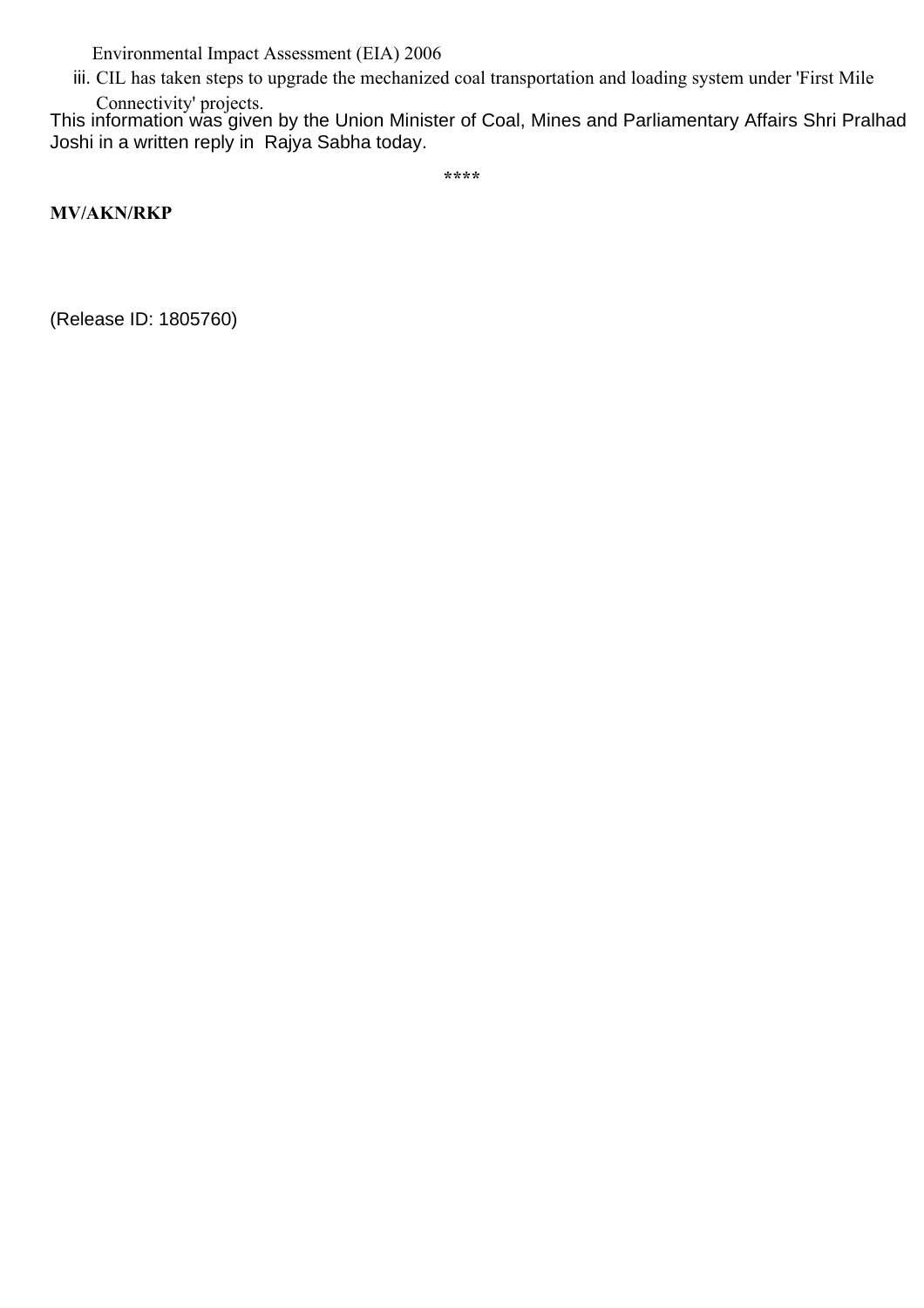Environmental Impact Assessment (EIA) 2006

iii. CIL has taken steps to upgrade the mechanized coal transportation and loading system under 'First Mile Connectivity' projects.

This information was given by the Union Minister of Coal, Mines and Parliamentary Affairs Shri Pralhad Joshi in a written reply in Rajya Sabha today.

****

**MV/AKN/RKP**

(Release ID: 1805760)